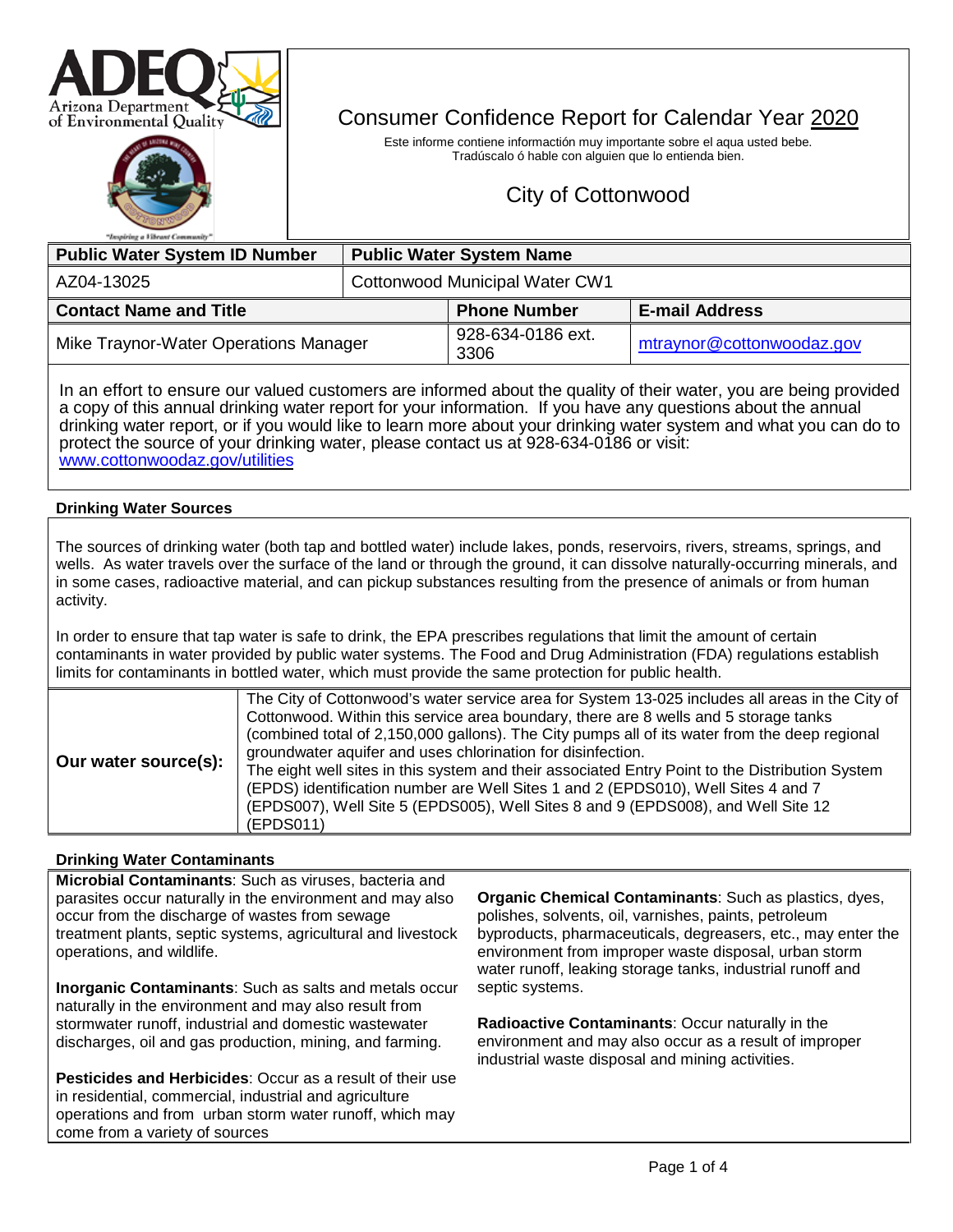# Consumer Confidence Report for Calendar Year 2020

Este informe contiene informactión muy importante sobre el aqua usted bebe. Tradúscalo ó hable con alguien que lo entienda bien.

## City of Cottonwood

| Public Water System ID Number | Public Water System Name |
|---|---|
| AZ04-13025 | Cottonwood Municipal Water CW1 |

| Contact Name and Title | Phone Number | E-mail Address |
|---|---|---|
| Mike Traynor-Water Operations Manager | 928-634-0186 ext. 3306 | mtraynor@cottonwoodaz.gov |

In an effort to ensure our valued customers are informed about the quality of their water, you are being provided a copy of this annual drinking water report for your information. If you have any questions about the annual drinking water report, or if you would like to learn more about your drinking water system and what you can do to protect the source of your drinking water, please contact us at 928-634-0186 or visit: www.cottonwoodaz.gov/utilities

### Drinking Water Sources

The sources of drinking water (both tap and bottled water) include lakes, ponds, reservoirs, rivers, streams, springs, and wells. As water travels over the surface of the land or through the ground, it can dissolve naturally-occurring minerals, and in some cases, radioactive material, and can pickup substances resulting from the presence of animals or from human activity.

In order to ensure that tap water is safe to drink, the EPA prescribes regulations that limit the amount of certain contaminants in water provided by public water systems. The Food and Drug Administration (FDA) regulations establish limits for contaminants in bottled water, which must provide the same protection for public health.

| | |
|---|---|
| **Our water source(s):** | The City of Cottonwood's water service area for System 13-025 includes all areas in the City of Cottonwood. Within this service area boundary, there are 8 wells and 5 storage tanks (combined total of 2,150,000 gallons). The City pumps all of its water from the deep regional groundwater aquifer and uses chlorination for disinfection. The eight well sites in this system and their associated Entry Point to the Distribution System (EPDS) identification number are Well Sites 1 and 2 (EPDS010), Well Sites 4 and 7 (EPDS007), Well Site 5 (EPDS005), Well Sites 8 and 9 (EPDS008), and Well Site 12 (EPDS011) |

### Drinking Water Contaminants

**Microbial Contaminants**: Such as viruses, bacteria and parasites occur naturally in the environment and may also occur from the discharge of wastes from sewage treatment plants, septic systems, agricultural and livestock operations, and wildlife.

**Inorganic Contaminants**: Such as salts and metals occur naturally in the environment and may also result from stormwater runoff, industrial and domestic wastewater discharges, oil and gas production, mining, and farming.

**Pesticides and Herbicides**: Occur as a result of their use in residential, commercial, industrial and agriculture operations and from urban storm water runoff, which may come from a variety of sources

**Organic Chemical Contaminants**: Such as plastics, dyes, polishes, solvents, oil, varnishes, paints, petroleum byproducts, pharmaceuticals, degreasers, etc., may enter the environment from improper waste disposal, urban storm water runoff, leaking storage tanks, industrial runoff and septic systems.

**Radioactive Contaminants**: Occur naturally in the environment and may also occur as a result of improper industrial waste disposal and mining activities.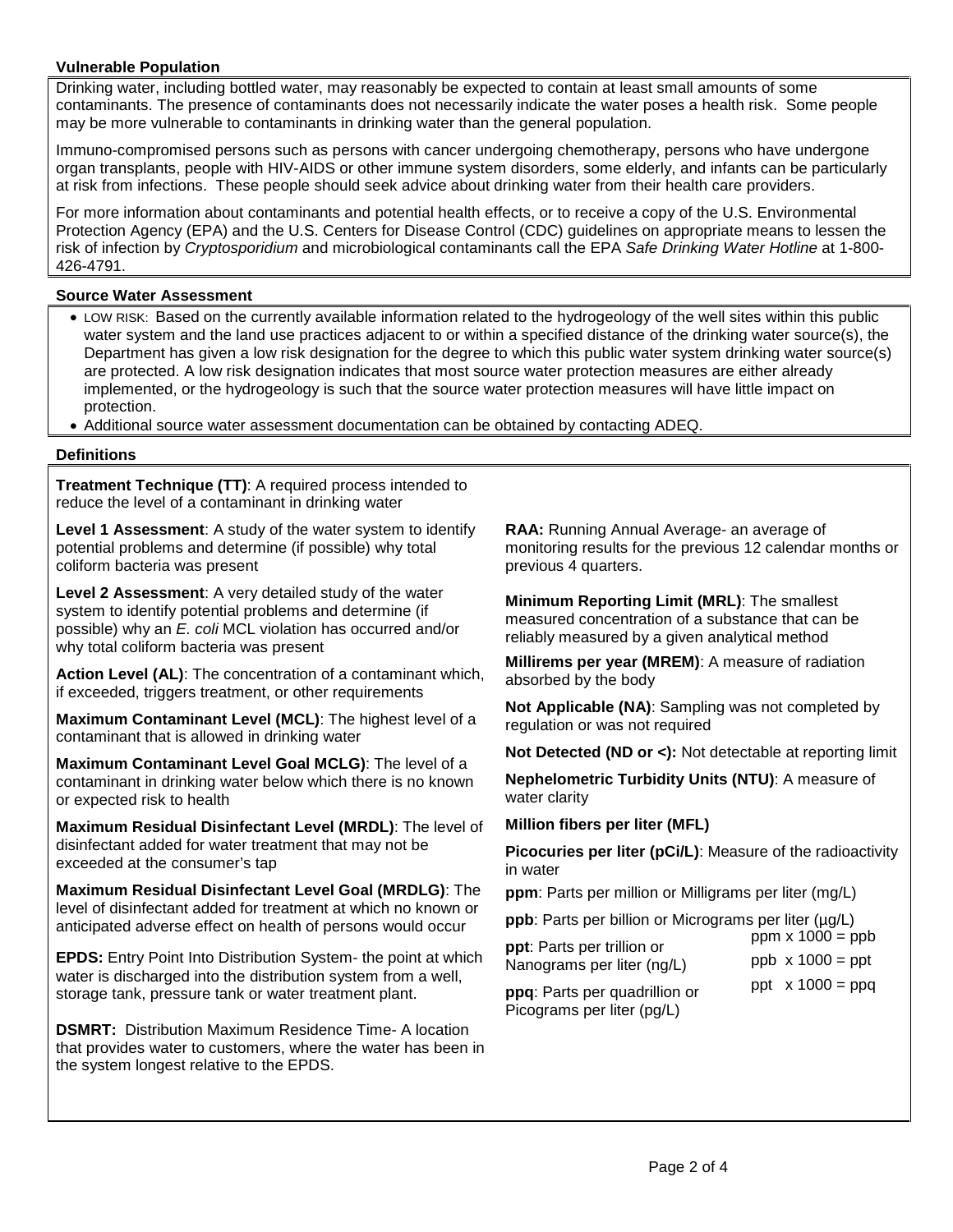### Vulnerable Population

Drinking water, including bottled water, may reasonably be expected to contain at least small amounts of some contaminants. The presence of contaminants does not necessarily indicate the water poses a health risk. Some people may be more vulnerable to contaminants in drinking water than the general population.

Immuno-compromised persons such as persons with cancer undergoing chemotherapy, persons who have undergone organ transplants, people with HIV-AIDS or other immune system disorders, some elderly, and infants can be particularly at risk from infections. These people should seek advice about drinking water from their health care providers.

For more information about contaminants and potential health effects, or to receive a copy of the U.S. Environmental Protection Agency (EPA) and the U.S. Centers for Disease Control (CDC) guidelines on appropriate means to lessen the risk of infection by *Cryptosporidium* and microbiological contaminants call the EPA *Safe Drinking Water Hotline* at 1-800-426-4791.

### Source Water Assessment

- LOW RISK: Based on the currently available information related to the hydrogeology of the well sites within this public water system and the land use practices adjacent to or within a specified distance of the drinking water source(s), the Department has given a low risk designation for the degree to which this public water system drinking water source(s) are protected. A low risk designation indicates that most source water protection measures are either already implemented, or the hydrogeology is such that the source water protection measures will have little impact on protection.
- Additional source water assessment documentation can be obtained by contacting ADEQ.

### Definitions

**Treatment Technique (TT)**: A required process intended to reduce the level of a contaminant in drinking water

**Level 1 Assessment**: A study of the water system to identify potential problems and determine (if possible) why total coliform bacteria was present

**Level 2 Assessment**: A very detailed study of the water system to identify potential problems and determine (if possible) why an *E. coli* MCL violation has occurred and/or why total coliform bacteria was present

**Action Level (AL)**: The concentration of a contaminant which, if exceeded, triggers treatment, or other requirements

**Maximum Contaminant Level (MCL)**: The highest level of a contaminant that is allowed in drinking water

**Maximum Contaminant Level Goal MCLG)**: The level of a contaminant in drinking water below which there is no known or expected risk to health

**Maximum Residual Disinfectant Level (MRDL)**: The level of disinfectant added for water treatment that may not be exceeded at the consumer's tap

**Maximum Residual Disinfectant Level Goal (MRDLG)**: The level of disinfectant added for treatment at which no known or anticipated adverse effect on health of persons would occur

**EPDS:** Entry Point Into Distribution System- the point at which water is discharged into the distribution system from a well, storage tank, pressure tank or water treatment plant.

**DSMRT:** Distribution Maximum Residence Time- A location that provides water to customers, where the water has been in the system longest relative to the EPDS.

**RAA:** Running Annual Average- an average of monitoring results for the previous 12 calendar months or previous 4 quarters.

**Minimum Reporting Limit (MRL)**: The smallest measured concentration of a substance that can be reliably measured by a given analytical method

**Millirems per year (MREM)**: A measure of radiation absorbed by the body

**Not Applicable (NA)**: Sampling was not completed by regulation or was not required

**Not Detected (ND or <):** Not detectable at reporting limit

**Nephelometric Turbidity Units (NTU)**: A measure of water clarity

**Million fibers per liter (MFL)**

**Picocuries per liter (pCi/L)**: Measure of the radioactivity in water

**ppm**: Parts per million or Milligrams per liter (mg/L)

**ppb**: Parts per billion or Micrograms per liter (µg/L)

**ppt**: Parts per trillion or Nanograms per liter (ng/L)

**ppq**: Parts per quadrillion or Picograms per liter (pg/L)

ppm x 1000 = ppb

ppb x 1000 = ppt

ppt x 1000 = ppq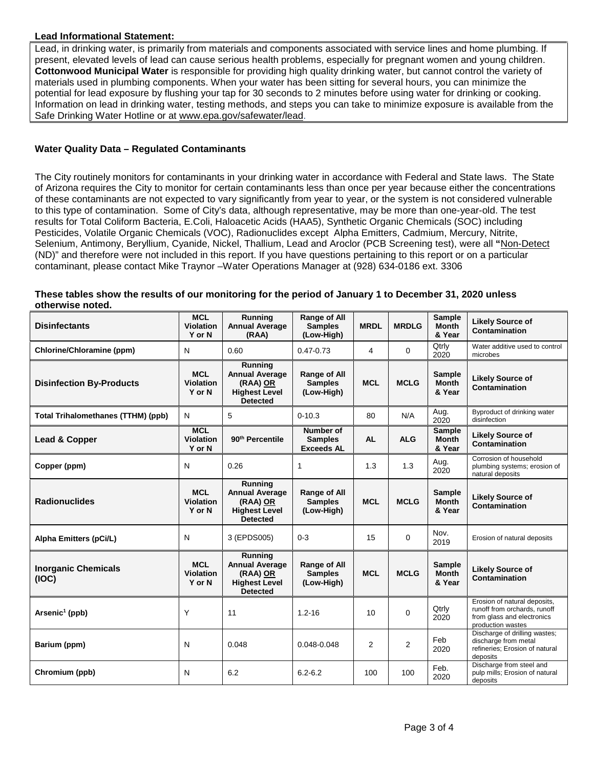**Lead Informational Statement:**

Lead, in drinking water, is primarily from materials and components associated with service lines and home plumbing. If present, elevated levels of lead can cause serious health problems, especially for pregnant women and young children. **Cottonwood Municipal Water** is responsible for providing high quality drinking water, but cannot control the variety of materials used in plumbing components. When your water has been sitting for several hours, you can minimize the potential for lead exposure by flushing your tap for 30 seconds to 2 minutes before using water for drinking or cooking. Information on lead in drinking water, testing methods, and steps you can take to minimize exposure is available from the Safe Drinking Water Hotline or at www.epa.gov/safewater/lead.

## Water Quality Data – Regulated Contaminants

The City routinely monitors for contaminants in your drinking water in accordance with Federal and State laws. The State of Arizona requires the City to monitor for certain contaminants less than once per year because either the concentrations of these contaminants are not expected to vary significantly from year to year, or the system is not considered vulnerable to this type of contamination. Some of City's data, although representative, may be more than one-year-old. The test results for Total Coliform Bacteria, E.Coli, Haloacetic Acids (HAA5), Synthetic Organic Chemicals (SOC) including Pesticides, Volatile Organic Chemicals (VOC), Radionuclides except Alpha Emitters, Cadmium, Mercury, Nitrite, Selenium, Antimony, Beryllium, Cyanide, Nickel, Thallium, Lead and Aroclor (PCB Screening test), were all "Non-Detect (ND)" and therefore were not included in this report. If you have questions pertaining to this report or on a particular contaminant, please contact Mike Traynor –Water Operations Manager at (928) 634-0186 ext. 3306

**These tables show the results of our monitoring for the period of January 1 to December 31, 2020 unless otherwise noted.**

| **Disinfectants** | **MCL Violation Y or N** | **Running Annual Average (RAA)** | **Range of All Samples (Low-High)** | **MRDL** | **MRDLG** | **Sample Month & Year** | **Likely Source of Contamination** |
|---|---|---|---|---|---|---|---|
| **Chlorine/Chloramine (ppm)** | N | 0.60 | 0.47-0.73 | 4 | 0 | Qtrly 2020 | Water additive used to control microbes |
| **Disinfection By-Products** | **MCL Violation Y or N** | **Running Annual Average (RAA) OR Highest Level Detected** | **Range of All Samples (Low-High)** | **MCL** | **MCLG** | **Sample Month & Year** | **Likely Source of Contamination** |
| **Total Trihalomethanes (TTHM) (ppb)** | N | 5 | 0-10.3 | 80 | N/A | Aug. 2020 | Byproduct of drinking water disinfection |
| **Lead & Copper** | **MCL Violation Y or N** | **90th Percentile** | **Number of Samples Exceeds AL** | **AL** | **ALG** | **Sample Month & Year** | **Likely Source of Contamination** |
| **Copper (ppm)** | N | 0.26 | 1 | 1.3 | 1.3 | Aug. 2020 | Corrosion of household plumbing systems; erosion of natural deposits |
| **Radionuclides** | **MCL Violation Y or N** | **Running Annual Average (RAA) OR Highest Level Detected** | **Range of All Samples (Low-High)** | **MCL** | **MCLG** | **Sample Month & Year** | **Likely Source of Contamination** |
| **Alpha Emitters (pCi/L)** | N | 3 (EPDS005) | 0-3 | 15 | 0 | Nov. 2019 | Erosion of natural deposits |
| **Inorganic Chemicals (IOC)** | **MCL Violation Y or N** | **Running Annual Average (RAA) OR Highest Level Detected** | **Range of All Samples (Low-High)** | **MCL** | **MCLG** | **Sample Month & Year** | **Likely Source of Contamination** |
| **Arsenic[1] (ppb)** | Y | 11 | 1.2-16 | 10 | 0 | Qtrly 2020 | Erosion of natural deposits, runoff from orchards, runoff from glass and electronics production wastes |
| **Barium (ppm)** | N | 0.048 | 0.048-0.048 | 2 | 2 | Feb 2020 | Discharge of drilling wastes; discharge from metal refineries; Erosion of natural deposits |
| **Chromium (ppb)** | N | 6.2 | 6.2-6.2 | 100 | 100 | Feb. 2020 | Discharge from steel and pulp mills; Erosion of natural deposits |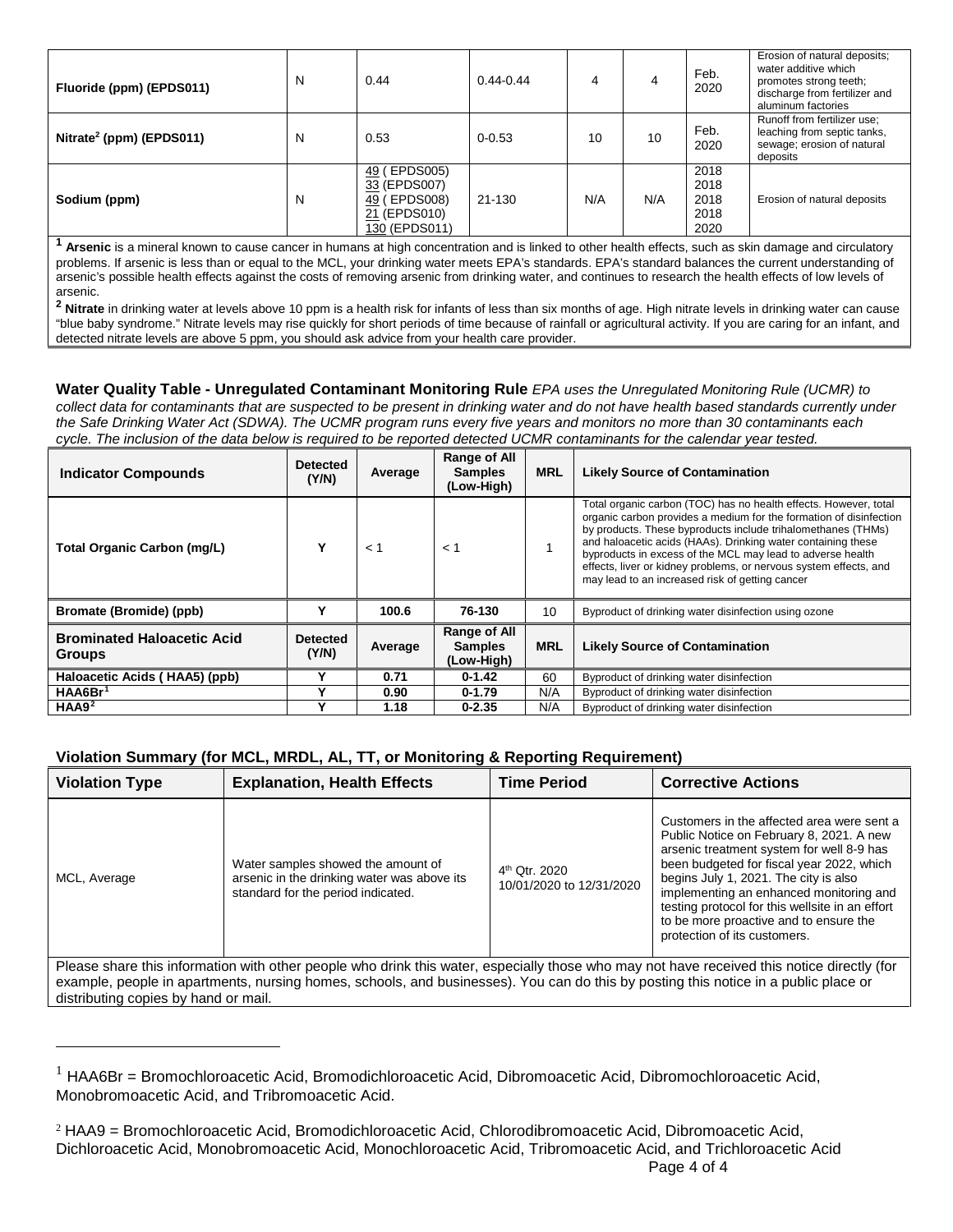| | | | | | | | |
|---|---|---|---|---|---|---|---|
| **Fluoride (ppm) (EPDS011)** | N | 0.44 | 0.44-0.44 | 4 | 4 | Feb. 2020 | Erosion of natural deposits; water additive which promotes strong teeth; discharge from fertilizer and aluminum factories |
| **Nitrate[2] (ppm) (EPDS011)** | N | 0.53 | 0-0.53 | 10 | 10 | Feb. 2020 | Runoff from fertilizer use; leaching from septic tanks, sewage; erosion of natural deposits |
| **Sodium (ppm)** | N | 49 ( EPDS005)<br>33 (EPDS007)<br>49 ( EPDS008)<br>21 (EPDS010)<br>130 (EPDS011) | 21-130 | N/A | N/A | 2018<br>2018<br>2018<br>2018<br>2020 | Erosion of natural deposits |

[1] **Arsenic** is a mineral known to cause cancer in humans at high concentration and is linked to other health effects, such as skin damage and circulatory problems. If arsenic is less than or equal to the MCL, your drinking water meets EPA's standards. EPA's standard balances the current understanding of arsenic's possible health effects against the costs of removing arsenic from drinking water, and continues to research the health effects of low levels of arsenic.

[2] **Nitrate** in drinking water at levels above 10 ppm is a health risk for infants of less than six months of age. High nitrate levels in drinking water can cause "blue baby syndrome." Nitrate levels may rise quickly for short periods of time because of rainfall or agricultural activity. If you are caring for an infant, and detected nitrate levels are above 5 ppm, you should ask advice from your health care provider.

**Water Quality Table - Unregulated Contaminant Monitoring Rule** *EPA uses the Unregulated Monitoring Rule (UCMR) to collect data for contaminants that are suspected to be present in drinking water and do not have health based standards currently under the Safe Drinking Water Act (SDWA). The UCMR program runs every five years and monitors no more than 30 contaminants each cycle. The inclusion of the data below is required to be reported detected UCMR contaminants for the calendar year tested.*

| Indicator Compounds | Detected (Y/N) | Average | Range of All Samples (Low-High) | MRL | Likely Source of Contamination |
|---|---|---|---|---|---|
| **Total Organic Carbon (mg/L)** | **Y** | < 1 | < 1 | 1 | Total organic carbon (TOC) has no health effects. However, total organic carbon provides a medium for the formation of disinfection by products. These byproducts include trihalomethanes (THMs) and haloacetic acids (HAAs). Drinking water containing these byproducts in excess of the MCL may lead to adverse health effects, liver or kidney problems, or nervous system effects, and may lead to an increased risk of getting cancer |
| **Bromate (Bromide) (ppb)** | **Y** | **100.6** | **76-130** | 10 | Byproduct of drinking water disinfection using ozone |
| **Brominated Haloacetic Acid Groups** | **Detected (Y/N)** | **Average** | **Range of All Samples (Low-High)** | **MRL** | **Likely Source of Contamination** |
| **Haloacetic Acids ( HAA5) (ppb)** | **Y** | **0.71** | **0-1.42** | 60 | Byproduct of drinking water disinfection |
| **HAA6Br[1]** | **Y** | **0.90** | **0-1.79** | N/A | Byproduct of drinking water disinfection |
| **HAA9[2]** | **Y** | **1.18** | **0-2.35** | N/A | Byproduct of drinking water disinfection |

**Violation Summary (for MCL, MRDL, AL, TT, or Monitoring & Reporting Requirement)**

| Violation Type | Explanation, Health Effects | Time Period | Corrective Actions |
|---|---|---|---|
| MCL, Average | Water samples showed the amount of arsenic in the drinking water was above its standard for the period indicated. | 4th Qtr. 2020<br>10/01/2020 to 12/31/2020 | Customers in the affected area were sent a Public Notice on February 8, 2021. A new arsenic treatment system for well 8-9 has been budgeted for fiscal year 2022, which begins July 1, 2021. The city is also implementing an enhanced monitoring and testing protocol for this wellsite in an effort to be more proactive and to ensure the protection of its customers. |

Please share this information with other people who drink this water, especially those who may not have received this notice directly (for example, people in apartments, nursing homes, schools, and businesses). You can do this by posting this notice in a public place or distributing copies by hand or mail.

[1] HAA6Br = Bromochloroacetic Acid, Bromodichloroacetic Acid, Dibromoacetic Acid, Dibromochloroacetic Acid, Monobromoacetic Acid, and Tribromoacetic Acid.

[2] HAA9 = Bromochloroacetic Acid, Bromodichloroacetic Acid, Chlorodibromoacetic Acid, Dibromoacetic Acid, Dichloroacetic Acid, Monobromoacetic Acid, Monochloroacetic Acid, Tribromoacetic Acid, and Trichloroacetic Acid